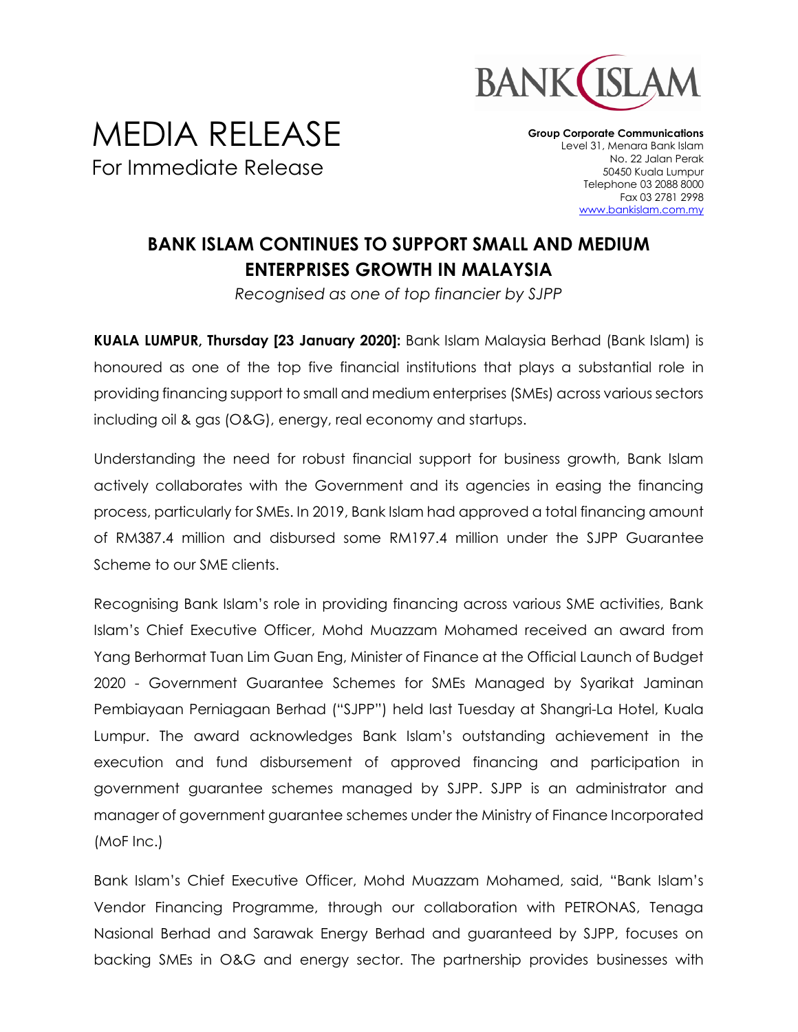# MEDIA RELEASE

For Immediate Release

**Group Corporate Communications**
Level 31, Menara Bank Islam
No. 22 Jalan Perak
50450 Kuala Lumpur
Telephone 03 2088 8000
Fax 03 2781 2998
www.bankislam.com.my

## BANK ISLAM CONTINUES TO SUPPORT SMALL AND MEDIUM ENTERPRISES GROWTH IN MALAYSIA

*Recognised as one of top financier by SJPP*

**KUALA LUMPUR, Thursday [23 January 2020]:** Bank Islam Malaysia Berhad (Bank Islam) is honoured as one of the top five financial institutions that plays a substantial role in providing financing support to small and medium enterprises (SMEs) across various sectors including oil & gas (O&G), energy, real economy and startups.

Understanding the need for robust financial support for business growth, Bank Islam actively collaborates with the Government and its agencies in easing the financing process, particularly for SMEs. In 2019, Bank Islam had approved a total financing amount of RM387.4 million and disbursed some RM197.4 million under the SJPP Guarantee Scheme to our SME clients.

Recognising Bank Islam's role in providing financing across various SME activities, Bank Islam's Chief Executive Officer, Mohd Muazzam Mohamed received an award from Yang Berhormat Tuan Lim Guan Eng, Minister of Finance at the Official Launch of Budget 2020 - Government Guarantee Schemes for SMEs Managed by Syarikat Jaminan Pembiayaan Perniagaan Berhad ("SJPP") held last Tuesday at Shangri-La Hotel, Kuala Lumpur. The award acknowledges Bank Islam's outstanding achievement in the execution and fund disbursement of approved financing and participation in government guarantee schemes managed by SJPP. SJPP is an administrator and manager of government guarantee schemes under the Ministry of Finance Incorporated (MoF Inc.)

Bank Islam's Chief Executive Officer, Mohd Muazzam Mohamed, said, "Bank Islam's Vendor Financing Programme, through our collaboration with PETRONAS, Tenaga Nasional Berhad and Sarawak Energy Berhad and guaranteed by SJPP, focuses on backing SMEs in O&G and energy sector. The partnership provides businesses with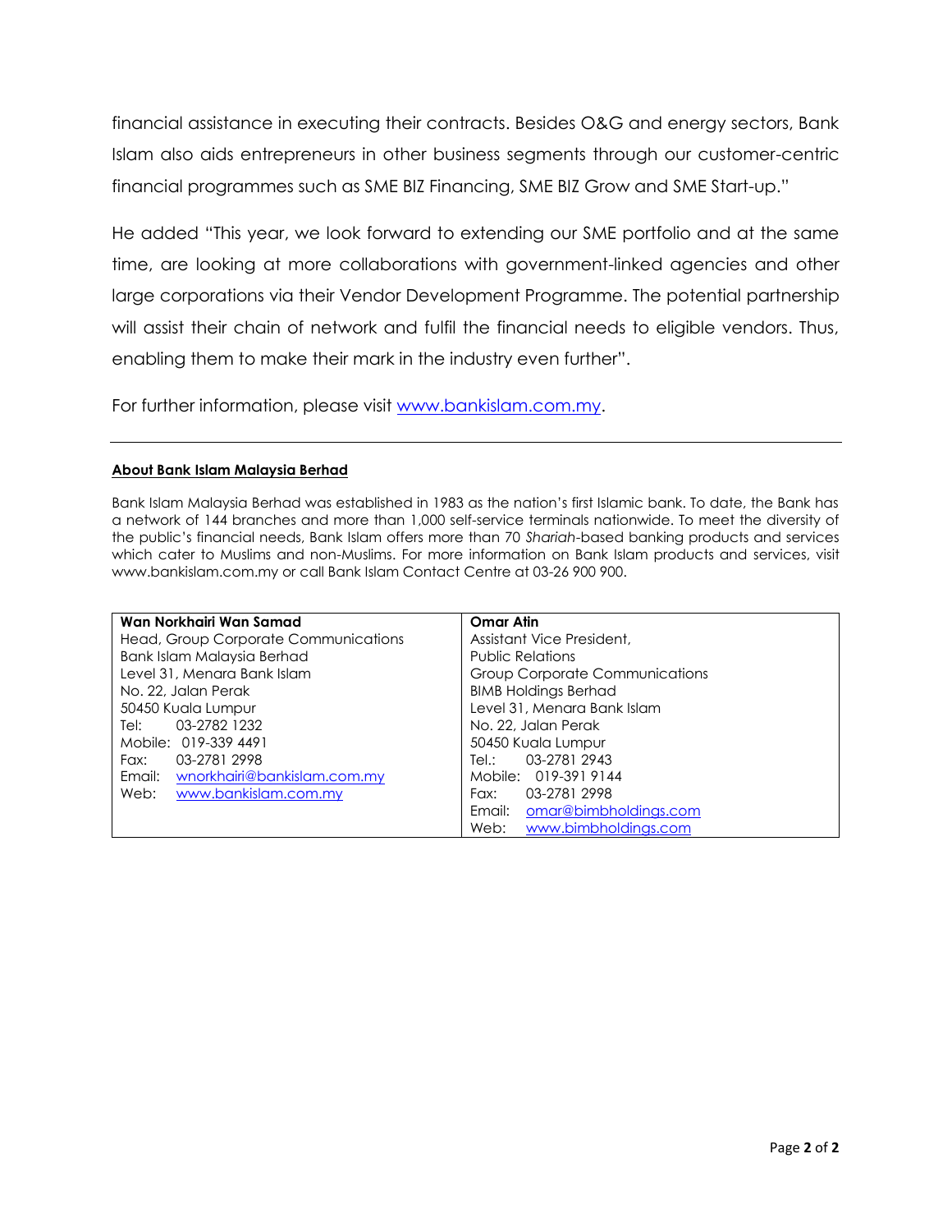financial assistance in executing their contracts. Besides O&G and energy sectors, Bank Islam also aids entrepreneurs in other business segments through our customer-centric financial programmes such as SME BIZ Financing, SME BIZ Grow and SME Start-up."

He added "This year, we look forward to extending our SME portfolio and at the same time, are looking at more collaborations with government-linked agencies and other large corporations via their Vendor Development Programme. The potential partnership will assist their chain of network and fulfil the financial needs to eligible vendors. Thus, enabling them to make their mark in the industry even further".

For further information, please visit [www.bankislam.com.my](http://www.bankislam.com.my).

---

**About Bank Islam Malaysia Berhad**

Bank Islam Malaysia Berhad was established in 1983 as the nation's first Islamic bank. To date, the Bank has a network of 144 branches and more than 1,000 self-service terminals nationwide. To meet the diversity of the public's financial needs, Bank Islam offers more than 70 *Shariah*-based banking products and services which cater to Muslims and non-Muslims. For more information on Bank Islam products and services, visit www.bankislam.com.my or call Bank Islam Contact Centre at 03-26 900 900.

| | |
|---|---|
| **Wan Norkhairi Wan Samad**<br>Head, Group Corporate Communications<br>Bank Islam Malaysia Berhad<br>Level 31, Menara Bank Islam<br>No. 22, Jalan Perak<br>50450 Kuala Lumpur<br>Tel: 03-2782 1232<br>Mobile: 019-339 4491<br>Fax: 03-2781 2998<br>Email: wnorkhairi@bankislam.com.my<br>Web: www.bankislam.com.my | **Omar Atin**<br>Assistant Vice President,<br>Public Relations<br>Group Corporate Communications<br>BIMB Holdings Berhad<br>Level 31, Menara Bank Islam<br>No. 22, Jalan Perak<br>50450 Kuala Lumpur<br>Tel.: 03-2781 2943<br>Mobile: 019-391 9144<br>Fax: 03-2781 2998<br>Email: omar@bimbholdings.com<br>Web: www.bimbholdings.com |